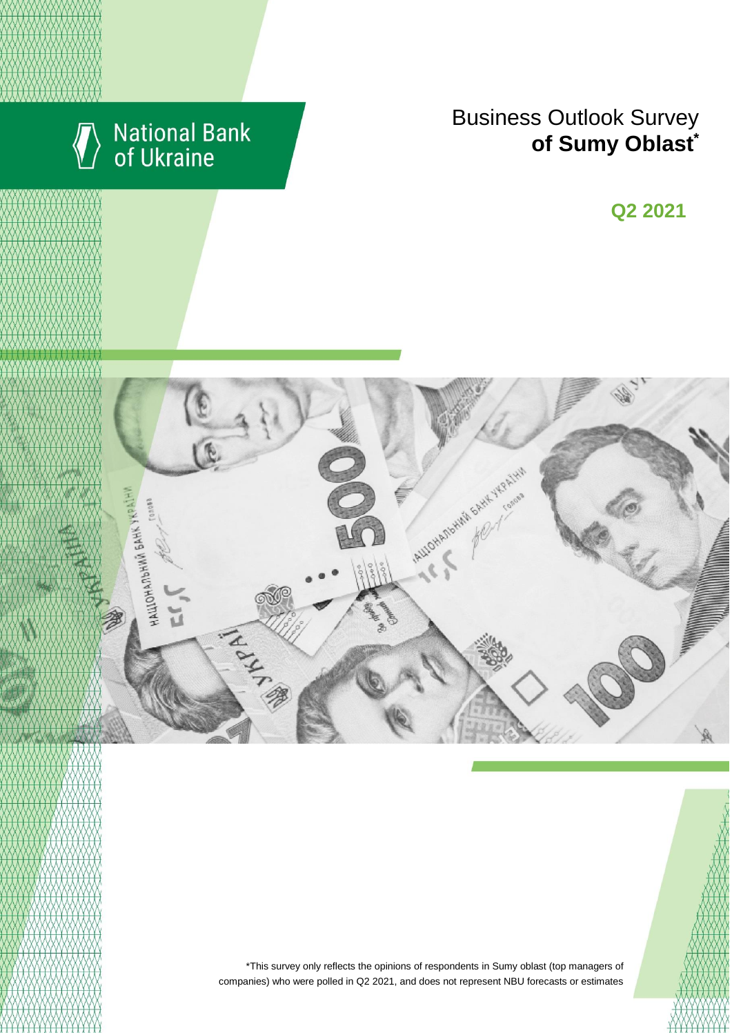National Bank of Ukraine

# Business Outlook Survey **of Sumy Oblast***

## Q2 2021

*This survey only reflects the opinions of respondents in Sumy oblast (top managers of companies) who were polled in Q2 2021, and does not represent NBU forecasts or estimates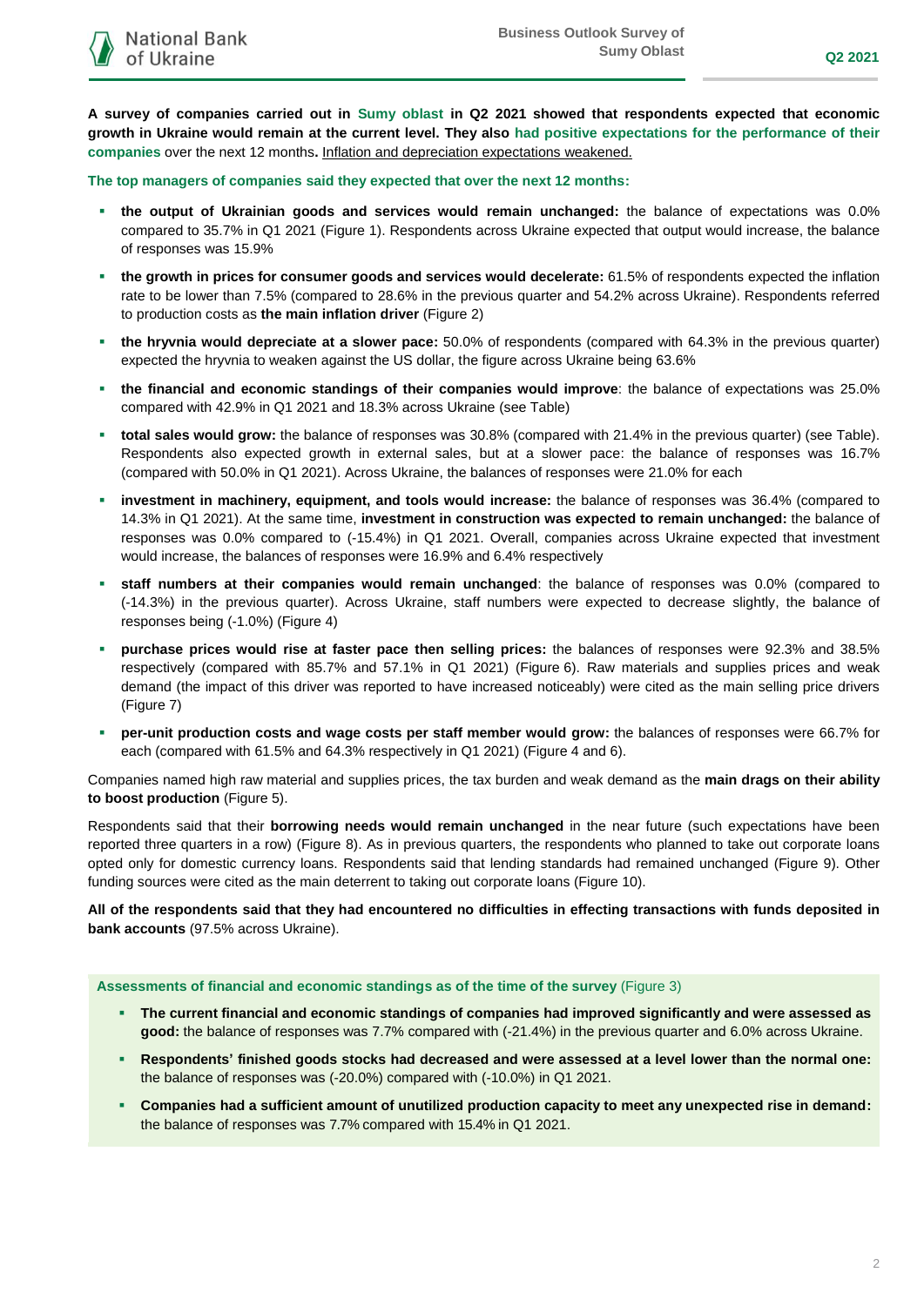**A survey of companies carried out in Sumy oblast in Q2 2021 showed that respondents expected that economic growth in Ukraine would remain at the current level. They also had positive expectations for the performance of their companies** over the next 12 months**.** Inflation and depreciation expectations weakened.

**The top managers of companies said they expected that over the next 12 months:**

- **the output of Ukrainian goods and services would remain unchanged:** the balance of expectations was 0.0% compared to 35.7% in Q1 2021 (Figure 1). Respondents across Ukraine expected that output would increase, the balance of responses was 15.9%
- **the growth in prices for consumer goods and services would decelerate:** 61.5% of respondents expected the inflation rate to be lower than 7.5% (compared to 28.6% in the previous quarter and 54.2% across Ukraine). Respondents referred to production costs as **the main inflation driver** (Figure 2)
- **the hryvnia would depreciate at a slower pace:** 50.0% of respondents (compared with 64.3% in the previous quarter) expected the hryvnia to weaken against the US dollar, the figure across Ukraine being 63.6%
- **the financial and economic standings of their companies would improve**: the balance of expectations was 25.0% compared with 42.9% in Q1 2021 and 18.3% across Ukraine (see Table)
- **total sales would grow:** the balance of responses was 30.8% (compared with 21.4% in the previous quarter) (see Table). Respondents also expected growth in external sales, but at a slower pace: the balance of responses was 16.7% (compared with 50.0% in Q1 2021). Across Ukraine, the balances of responses were 21.0% for each
- **investment in machinery, equipment, and tools would increase:** the balance of responses was 36.4% (compared to 14.3% in Q1 2021). At the same time, **investment in construction was expected to remain unchanged:** the balance of responses was 0.0% compared to (-15.4%) in Q1 2021. Overall, companies across Ukraine expected that investment would increase, the balances of responses were 16.9% and 6.4% respectively
- **staff numbers at their companies would remain unchanged**: the balance of responses was 0.0% (compared to (-14.3%) in the previous quarter). Across Ukraine, staff numbers were expected to decrease slightly, the balance of responses being (-1.0%) (Figure 4)
- **purchase prices would rise at faster pace then selling prices:** the balances of responses were 92.3% and 38.5% respectively (compared with 85.7% and 57.1% in Q1 2021) (Figure 6). Raw materials and supplies prices and weak demand (the impact of this driver was reported to have increased noticeably) were cited as the main selling price drivers (Figure 7)
- **per-unit production costs and wage costs per staff member would grow:** the balances of responses were 66.7% for each (compared with 61.5% and 64.3% respectively in Q1 2021) (Figure 4 and 6).

Companies named high raw material and supplies prices, the tax burden and weak demand as the **main drags on their ability to boost production** (Figure 5).

Respondents said that their **borrowing needs would remain unchanged** in the near future (such expectations have been reported three quarters in a row) (Figure 8). As in previous quarters, the respondents who planned to take out corporate loans opted only for domestic currency loans. Respondents said that lending standards had remained unchanged (Figure 9). Other funding sources were cited as the main deterrent to taking out corporate loans (Figure 10).

**All of the respondents said that they had encountered no difficulties in effecting transactions with funds deposited in bank accounts** (97.5% across Ukraine).

**Assessments of financial and economic standings as of the time of the survey** (Figure 3)

- **The current financial and economic standings of companies had improved significantly and were assessed as good:** the balance of responses was 7.7% compared with (-21.4%) in the previous quarter and 6.0% across Ukraine.
- **Respondents' finished goods stocks had decreased and were assessed at a level lower than the normal one:** the balance of responses was (-20.0%) compared with (-10.0%) in Q1 2021.
- **Companies had a sufficient amount of unutilized production capacity to meet any unexpected rise in demand:** the balance of responses was 7.7% compared with 15.4% in Q1 2021.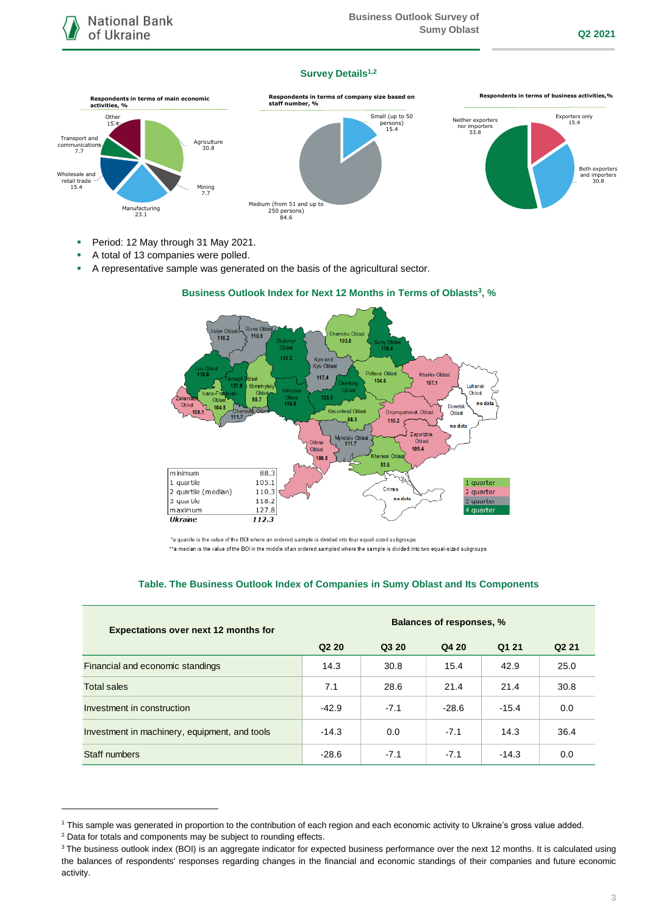## Survey Details[1,2]

**Respondents in terms of main economic activities, %**

- Agriculture 30.8
- Mining 7.7
- Manufacturing 23.1
- Wholesale and retail trade 15.4
- Transport and communications 7.7
- Other 15.4

**Respondents in terms of company size based on staff number, %**

- Small (up to 50 persons) 15.4
- Medium (from 51 and up to 250 persons) 84.6

**Respondents in terms of business activities, %**

- Exporters only 15.4
- Both exporters and importers 30.8
- Neither exporters nor importers 53.8

- Period: 12 May through 31 May 2021.
- A total of 13 companies were polled.
- A representative sample was generated on the basis of the agricultural sector.

**Business Outlook Index for Next 12 Months in Terms of Oblasts[3], %**

| Oblast | BOI |
|---|---|
| Volyn Oblast | 116.2 |
| Rivne Oblast | 110.5 |
| Zhytomyr Oblast | 121.3 |
| Kyiv and Kyiv Oblast | 117.4 |
| Chernihiv Oblast | 103.8 |
| Sumy Oblast | 118.4 |
| Lviv Oblast | 118.8 |
| Ternopil Oblast | 127.8 |
| Khmelnytskyi Oblast | 98.7 |
| Ivano-Frankivsk Oblast | 104.5 |
| Zakarpattia Oblast | 109.1 |
| Chernivtsi Oblast | 111.7 |
| Vinnytsia Oblast | 118.5 |
| Cherkasy Oblast | 123.0 |
| Poltava Oblast | 104.6 |
| Kharkiv Oblast | 107.1 |
| Luhansk Oblast | no data |
| Donetsk Oblast | no data |
| Kirovohrad Oblast | 88.3 |
| Dnipropetrovsk Oblast | 110.2 |
| Zaporizhia Oblast | 109.4 |
| Mykolaiv Oblast | 111.7 |
| Odesa Oblast | 106.5 |
| Kherson Oblast | 93.6 |
| Crimea | no data |

| | |
|---|---|
| minimum | 88.3 |
| 1 quartile | 105.1 |
| 2 quartile (median) | 110.3 |
| 3 quartile | 118.2 |
| maximum | 127.8 |
| *Ukraine* | *112.3* |

Legend: 1 quarter, 2 quarter, 3 quarter, 4 quarter

*a quartile is the value of the BOI where an ordered sample is divided into four equal-sized subgroups

**a median is the value of the BOI in the middle of an ordered sampled where the sample is divided into two equal-sized subgroups

**Table. The Business Outlook Index of Companies in Sumy Oblast and Its Components**

| Expectations over next 12 months for | Balances of responses, % | | | | |
|---|---|---|---|---|---|
| | Q2 20 | Q3 20 | Q4 20 | Q1 21 | Q2 21 |
| Financial and economic standings | 14.3 | 30.8 | 15.4 | 42.9 | 25.0 |
| Total sales | 7.1 | 28.6 | 21.4 | 21.4 | 30.8 |
| Investment in construction | -42.9 | -7.1 | -28.6 | -15.4 | 0.0 |
| Investment in machinery, equipment, and tools | -14.3 | 0.0 | -7.1 | 14.3 | 36.4 |
| Staff numbers | -28.6 | -7.1 | -7.1 | -14.3 | 0.0 |

[1] This sample was generated in proportion to the contribution of each region and each economic activity to Ukraine's gross value added.

[2] Data for totals and components may be subject to rounding effects.

[3] The business outlook index (BOI) is an aggregate indicator for expected business performance over the next 12 months. It is calculated using the balances of respondents' responses regarding changes in the financial and economic standings of their companies and future economic activity.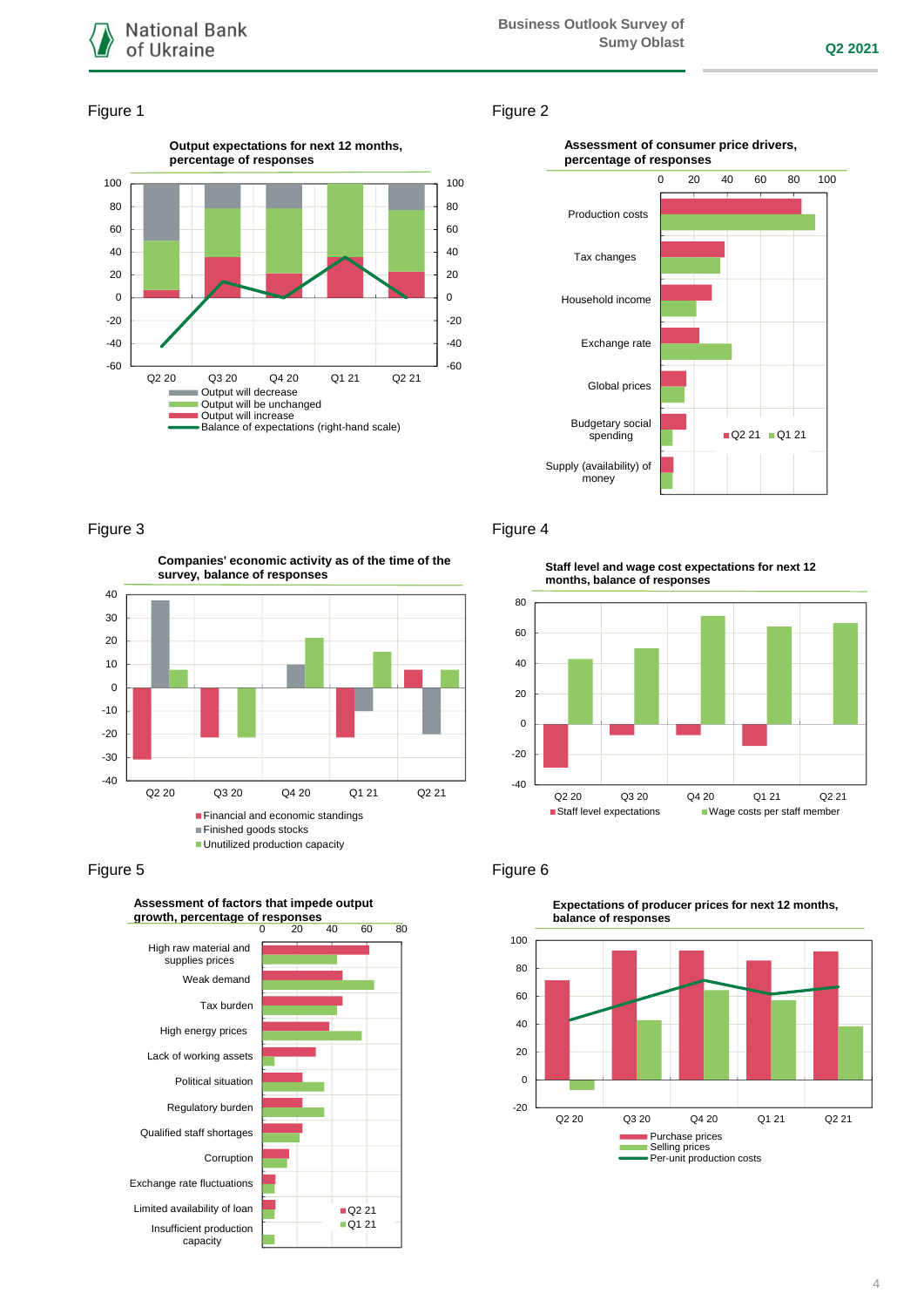Figure 1

**Output expectations for next 12 months, percentage of responses**

Q2 20, Q3 20, Q4 20, Q1 21, Q2 21

- Output will decrease
- Output will be unchanged
- Output will increase
- Balance of expectations (right-hand scale)

Figure 2

**Assessment of consumer price drivers, percentage of responses**

- Production costs
- Tax changes
- Household income
- Exchange rate
- Global prices
- Budgetary social spending
- Supply (availability) of money

Q2 21, Q1 21

Figure 3

**Companies' economic activity as of the time of the survey, balance of responses**

Q2 20, Q3 20, Q4 20, Q1 21, Q2 21

- Financial and economic standings
- Finished goods stocks
- Unutilized production capacity

Figure 4

**Staff level and wage cost expectations for next 12 months, balance of responses**

Q2 20, Q3 20, Q4 20, Q1 21, Q2 21

- Staff level expectations
- Wage costs per staff member

Figure 5

**Assessment of factors that impede output growth, percentage of responses**

- High raw material and supplies prices
- Weak demand
- Tax burden
- High energy prices
- Lack of working assets
- Political situation
- Regulatory burden
- Qualified staff shortages
- Corruption
- Exchange rate fluctuations
- Limited availability of loan
- Insufficient production capacity

Q2 21, Q1 21

Figure 6

**Expectations of producer prices for next 12 months, balance of responses**

Q2 20, Q3 20, Q4 20, Q1 21, Q2 21

- Purchase prices
- Selling prices
- Per-unit production costs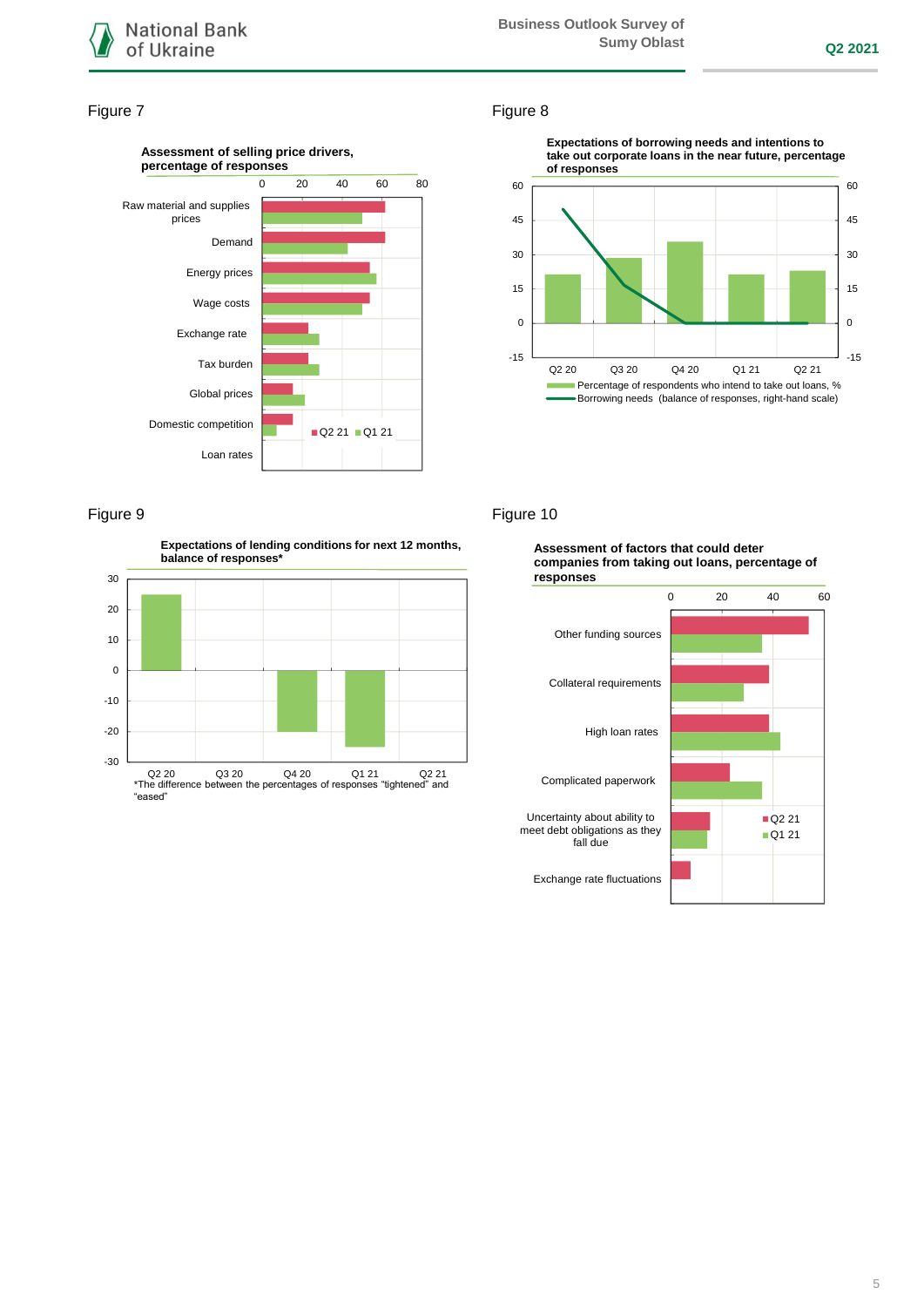Figure 7

**Assessment of selling price drivers, percentage of responses**

0 20 40 60 80

Raw material and supplies prices
Demand
Energy prices
Wage costs
Exchange rate
Tax burden
Global prices
Domestic competition
Loan rates

Q2 21 Q1 21

Figure 8

**Expectations of borrowing needs and intentions to take out corporate loans in the near future, percentage of responses**

60 45 30 15 0 -15

Q2 20 Q3 20 Q4 20 Q1 21 Q2 21

Percentage of respondents who intend to take out loans, %
Borrowing needs (balance of responses, right-hand scale)

Figure 9

**Expectations of lending conditions for next 12 months, balance of responses***

30 20 10 0 -10 -20 -30

Q2 20 Q3 20 Q4 20 Q1 21 Q2 21

*The difference between the percentages of responses "tightened" and "eased"

Figure 10

**Assessment of factors that could deter companies from taking out loans, percentage of responses**

0 20 40 60

Other funding sources
Collateral requirements
High loan rates
Complicated paperwork
Uncertainty about ability to meet debt obligations as they fall due
Exchange rate fluctuations

Q2 21 Q1 21